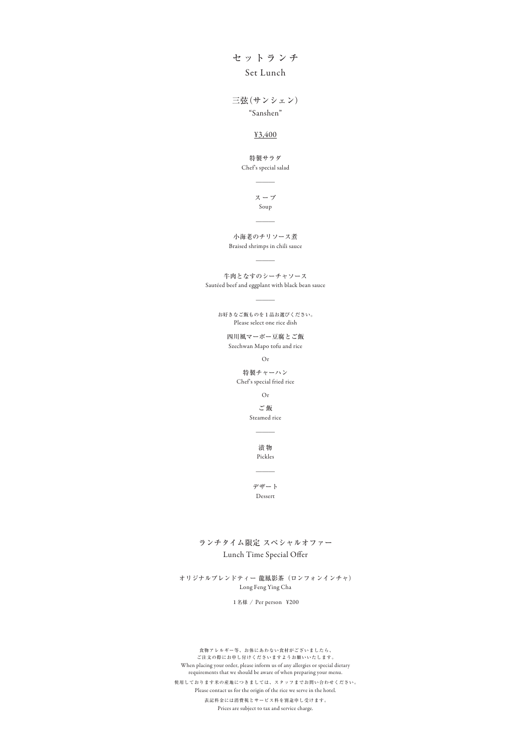# セットランチ
Set Lunch

## 三弦（サンシェン）
"Sanshen"

¥3,400

特製サラダ
Chef's special salad

———

スープ
Soup

———

小海老のチリソース煮
Braised shrimps in chili sauce

———

牛肉となすのシーチャソース
Sautéed beef and eggplant with black bean sauce

———

お好きなご飯ものを１品お選びください。
Please select one rice dish

四川風マーボー豆腐とご飯
Szechwan Mapo tofu and rice

Or

特製チャーハン
Chef's special fried rice

Or

ご飯
Steamed rice

———

漬物
Pickles

———

デザート
Dessert

## ランチタイム限定 スペシャルオファー
Lunch Time Special Offer

オリジナルブレンドティー 龍鳳影茶（ロンフォンインチャ）
Long Feng Ying Cha

１名様 / Per person ¥200

食物アレルギー等、お体にあわない食材がございましたら、
ご注文の際にお申し付けくださいますようお願いいたします。
When placing your order, please inform us of any allergies or special dietary requirements that we should be aware of when preparing your menu.

使用しております米の産地につきましては、スタッフまでお問い合わせください。
Please contact us for the origin of the rice we serve in the hotel.

表記料金には消費税とサービス料を別途申し受けます。
Prices are subject to tax and service charge.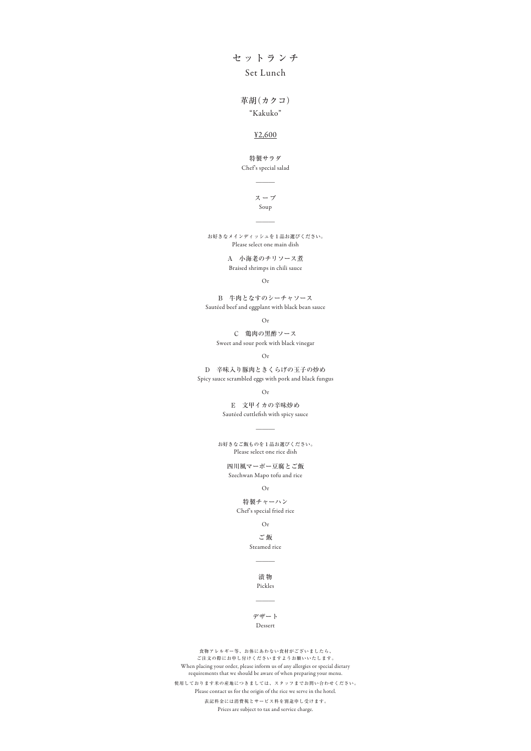# セットランチ
## Set Lunch

### 革胡（カクコ）
### "Kakuko"

¥2,600

特製サラダ
Chef's special salad

———

スープ
Soup

———

お好きなメインディッシュを1品お選びください。
Please select one main dish

A　小海老のチリソース煮
Braised shrimps in chili sauce

Or

B　牛肉となすのシーチャソース
Sautéed beef and eggplant with black bean sauce

Or

C　鶏肉の黒酢ソース
Sweet and sour pork with black vinegar

Or

D　辛味入り豚肉ときくらげの玉子の炒め
Spicy sauce scrambled eggs with pork and black fungus

Or

E　文甲イカの辛味炒め
Sautéed cuttlefish with spicy sauce

———

お好きなご飯ものを1品お選びください。
Please select one rice dish

四川風マーボー豆腐とご飯
Szechwan Mapo tofu and rice

Or

特製チャーハン
Chef's special fried rice

Or

ご飯
Steamed rice

———

漬物
Pickles

———

デザート
Dessert

食物アレルギー等、お体にあわない食材がございましたら、
ご注文の際にお申し付けくださいますようお願いいたします。
When placing your order, please inform us of any allergies or special dietary requirements that we should be aware of when preparing your menu.

使用しております米の産地につきましては、スタッフまでお問い合わせください。
Please contact us for the origin of the rice we serve in the hotel.

表記料金には消費税とサービス料を別途申し受けます。
Prices are subject to tax and service charge.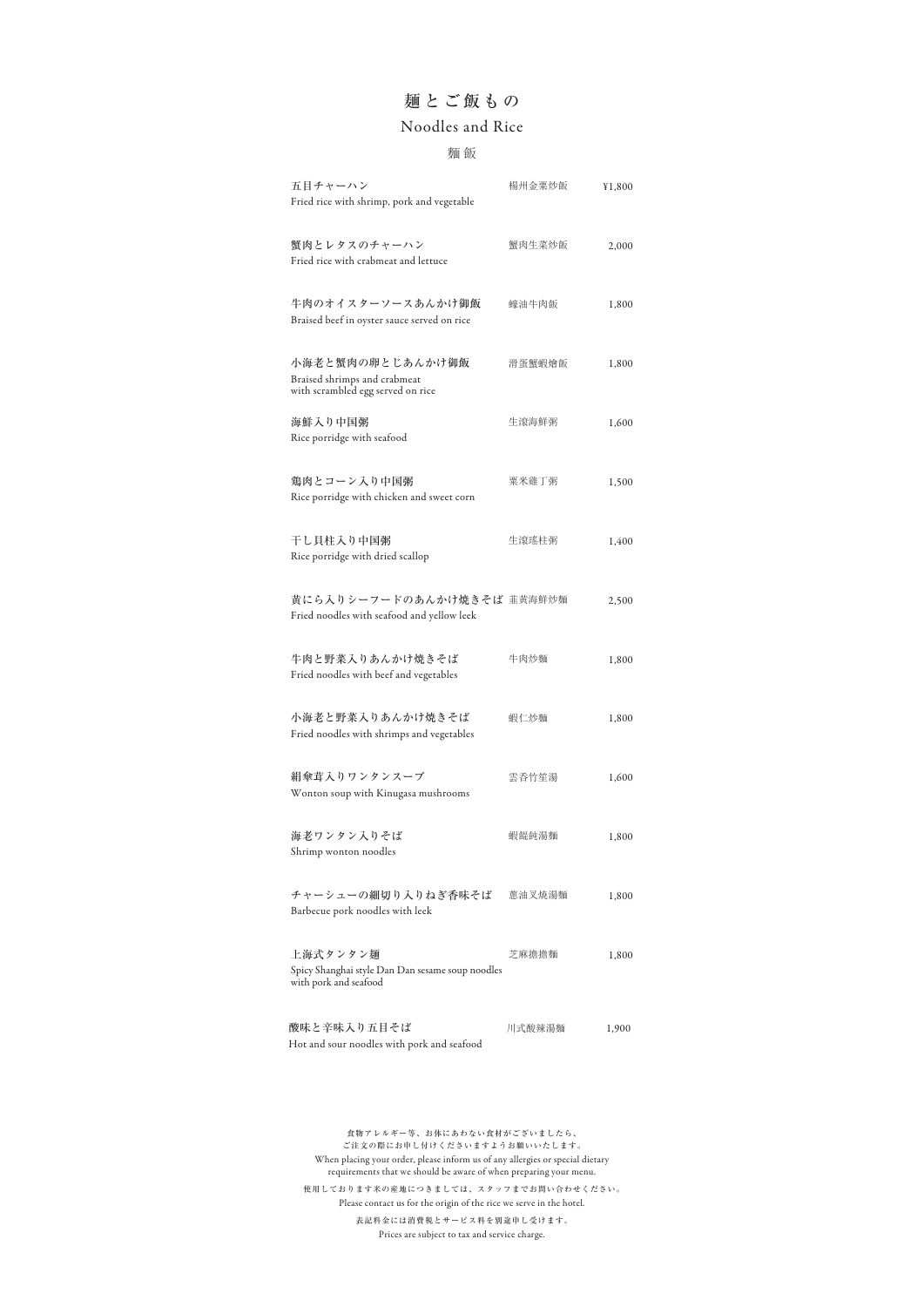# 麺とご飯もの

## Noodles and Rice

### 麵飯

| | | |
|---|---|---|
| 五目チャーハン<br>Fried rice with shrimp, pork and vegetable | 楊州金粟炒飯 | ¥1,800 |
| 蟹肉とレタスのチャーハン<br>Fried rice with crabmeat and lettuce | 蟹肉生菜炒飯 | 2,000 |
| 牛肉のオイスターソースあんかけ御飯<br>Braised beef in oyster sauce served on rice | 蠔油牛肉飯 | 1,800 |
| 小海老と蟹肉の卵とじあんかけ御飯<br>Braised shrimps and crabmeat with scrambled egg served on rice | 滑蛋蟹蝦燴飯 | 1,800 |
| 海鮮入り中国粥<br>Rice porridge with seafood | 生滾海鮮粥 | 1,600 |
| 鶏肉とコーン入り中国粥<br>Rice porridge with chicken and sweet corn | 粟米雞丁粥 | 1,500 |
| 干し貝柱入り中国粥<br>Rice porridge with dried scallop | 生滾瑤柱粥 | 1,400 |
| 黄にら入りシーフードのあんかけ焼きそば<br>Fried noodles with seafood and yellow leek | 韮黄海鮮炒麵 | 2,500 |
| 牛肉と野菜入りあんかけ焼きそば<br>Fried noodles with beef and vegetables | 牛肉炒麵 | 1,800 |
| 小海老と野菜入りあんかけ焼きそば<br>Fried noodles with shrimps and vegetables | 蝦仁炒麵 | 1,800 |
| 絹傘茸入りワンタンスープ<br>Wonton soup with Kinugasa mushrooms | 雲呑竹笙湯 | 1,600 |
| 海老ワンタン入りそば<br>Shrimp wonton noodles | 蝦餛飩湯麵 | 1,800 |
| チャーシューの細切り入りねぎ香味そば<br>Barbecue pork noodles with leek | 蔥油叉燒湯麵 | 1,800 |
| 上海式タンタン麺<br>Spicy Shanghai style Dan Dan sesame soup noodles with pork and seafood | 芝麻擔擔麵 | 1,800 |
| 酸味と辛味入り五目そば<br>Hot and sour noodles with pork and seafood | 川式酸辣湯麵 | 1,900 |

食物アレルギー等、お体にあわない食材がございましたら、
ご注文の際にお申し付けくださいますようお願いいたします。
When placing your order, please inform us of any allergies or special dietary requirements that we should be aware of when preparing your menu.

使用しております米の産地につきましては、スタッフまでお問い合わせください。
Please contact us for the origin of the rice we serve in the hotel.

表記料金には消費税とサービス料を別途申し受けます。
Prices are subject to tax and service charge.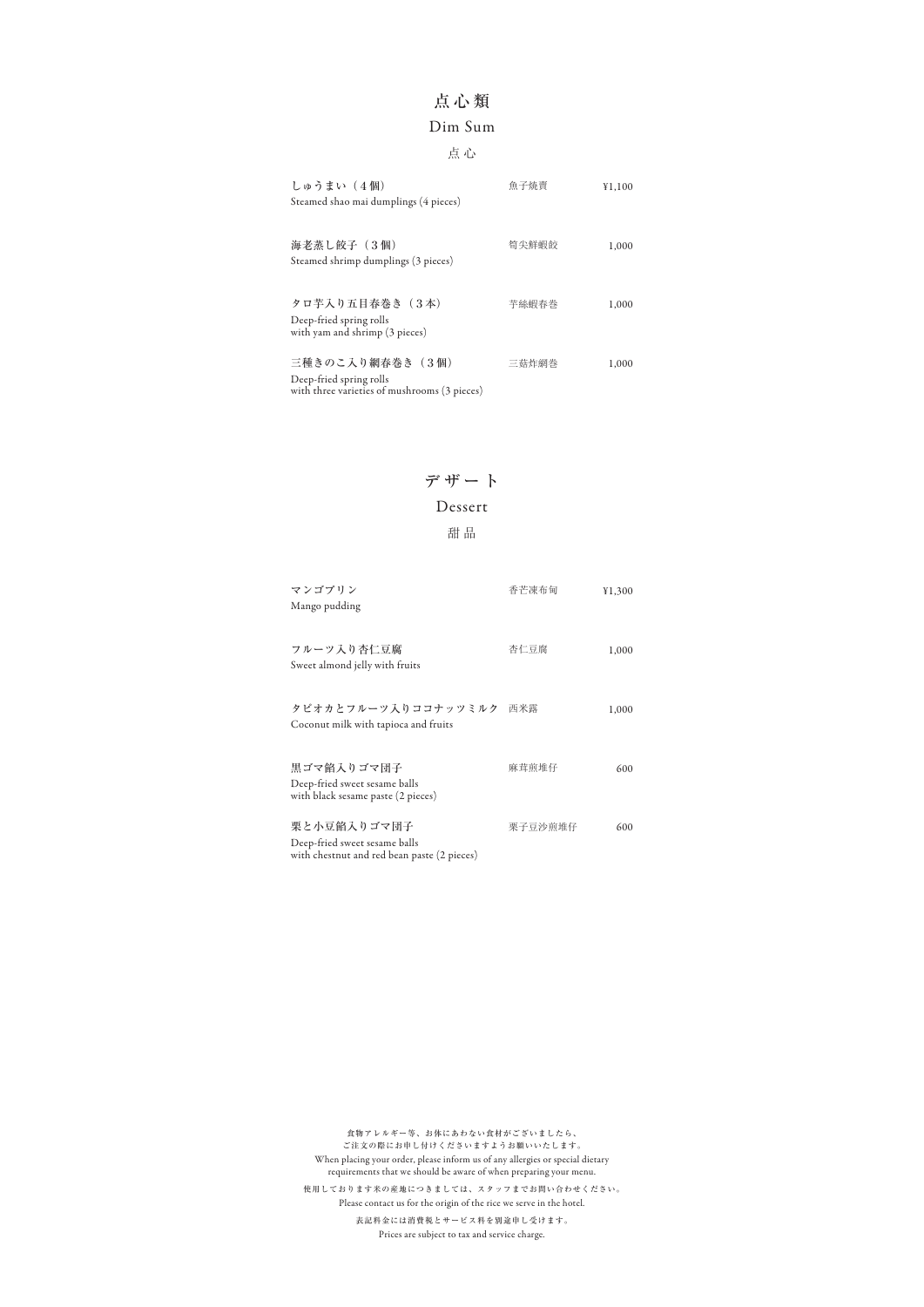# 点心類

## Dim Sum

### 点心

| | | |
|---|---|---|
| **しゅうまい（4個）**<br>Steamed shao mai dumplings (4 pieces) | 魚子焼賣 | ¥1,100 |
| **海老蒸し餃子（3個）**<br>Steamed shrimp dumplings (3 pieces) | 筍尖鮮蝦餃 | 1,000 |
| **タロ芋入り五目春巻き（3本）**<br>Deep-fried spring rolls with yam and shrimp (3 pieces) | 芋絲蝦春巻 | 1,000 |
| **三種きのこ入り網春巻き（3個）**<br>Deep-fried spring rolls with three varieties of mushrooms (3 pieces) | 三菇炸網巻 | 1,000 |

# デザート

## Dessert

### 甜品

| | | |
|---|---|---|
| **マンゴプリン**<br>Mango pudding | 香芒凍布甸 | ¥1,300 |
| **フルーツ入り杏仁豆腐**<br>Sweet almond jelly with fruits | 杏仁豆腐 | 1,000 |
| **タピオカとフルーツ入りココナッツミルク**<br>Coconut milk with tapioca and fruits | 西米露 | 1,000 |
| **黒ゴマ餡入りゴマ団子**<br>Deep-fried sweet sesame balls with black sesame paste (2 pieces) | 麻茸煎堆仔 | 600 |
| **栗と小豆餡入りゴマ団子**<br>Deep-fried sweet sesame balls with chestnut and red bean paste (2 pieces) | 栗子豆沙煎堆仔 | 600 |

食物アレルギー等、お体にあわない食材がございましたら、
ご注文の際にお申し付けくださいますようお願いいたします。

When placing your order, please inform us of any allergies or special dietary requirements that we should be aware of when preparing your menu.

使用しております米の産地につきましては、スタッフまでお問い合わせください。

Please contact us for the origin of the rice we serve in the hotel.

表記料金には消費税とサービス料を別途申し受けます。

Prices are subject to tax and service charge.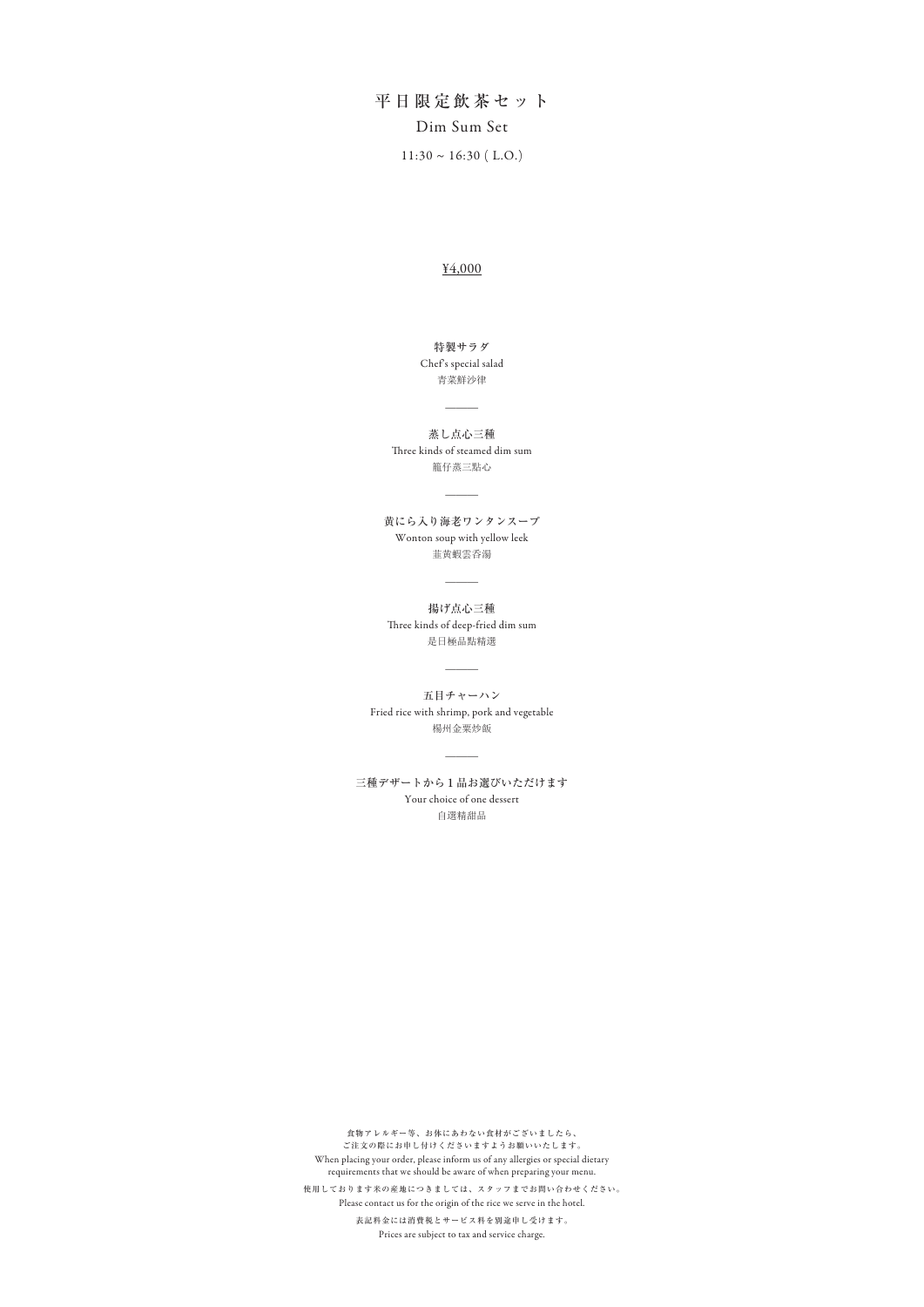# 平日限定飲茶セット

## Dim Sum Set

11:30 ~ 16:30 ( L.O.)

¥4,000

**特製サラダ**
Chef's special salad
青菜鮮沙律

———

**蒸し点心三種**
Three kinds of steamed dim sum
籠仔蒸三點心

———

**黄にら入り海老ワンタンスープ**
Wonton soup with yellow leek
韮黄蝦雲呑湯

———

**揚げ点心三種**
Three kinds of deep-fried dim sum
是日極品點精選

———

**五目チャーハン**
Fried rice with shrimp, pork and vegetable
楊州金粟炒飯

———

**三種デザートから１品お選びいただけます**
Your choice of one dessert
自選精甜品

食物アレルギー等、お体にあわない食材がございましたら、
ご注文の際にお申し付けくださいますようお願いいたします。
When placing your order, please inform us of any allergies or special dietary requirements that we should be aware of when preparing your menu.

使用しております米の産地につきましては、スタッフまでお問い合わせください。
Please contact us for the origin of the rice we serve in the hotel.

表記料金には消費税とサービス料を別途申し受けます。
Prices are subject to tax and service charge.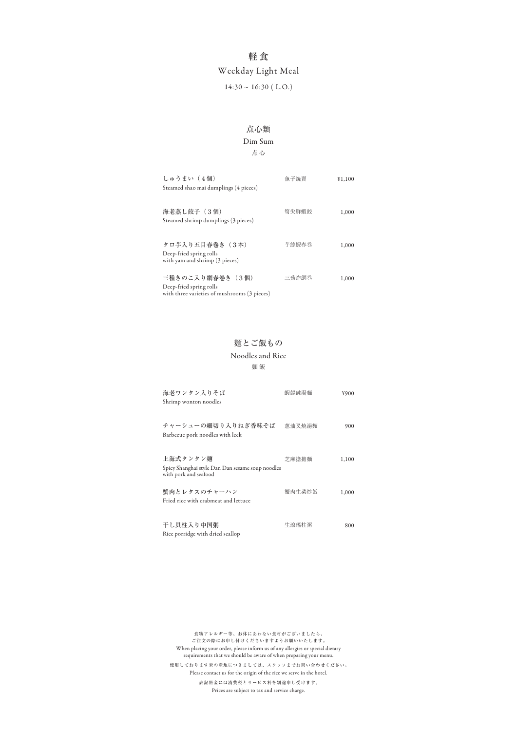# 軽食

## Weekday Light Meal

14:30 ~ 16:30 ( L.O.)

### 点心類

Dim Sum

点心

| | | |
|---|---|---|
| しゅうまい（４個）<br>Steamed shao mai dumplings (4 pieces) | 魚子焼賣 | ¥1,100 |
| 海老蒸し餃子（３個）<br>Steamed shrimp dumplings (3 pieces) | 筍尖鮮蝦餃 | 1,000 |
| タロ芋入り五目春巻き（３本）<br>Deep-fried spring rolls with yam and shrimp (3 pieces) | 芋絲蝦春巻 | 1,000 |
| 三種きのこ入り網春巻き（３個）<br>Deep-fried spring rolls with three varieties of mushrooms (3 pieces) | 三菇炸網巻 | 1,000 |

### 麺とご飯もの

Noodles and Rice

麺飯

| | | |
|---|---|---|
| 海老ワンタン入りそば<br>Shrimp wonton noodles | 蝦餛飩湯麺 | ¥900 |
| チャーシューの細切り入りねぎ香味そば<br>Barbecue pork noodles with leek | 葱油叉焼湯麺 | 900 |
| 上海式タンタン麺<br>Spicy Shanghai style Dan Dan sesame soup noodles with pork and seafood | 芝麻擔擔麺 | 1,100 |
| 蟹肉とレタスのチャーハン<br>Fried rice with crabmeat and lettuce | 蟹肉生菜炒飯 | 1,000 |
| 干し貝柱入り中国粥<br>Rice porridge with dried scallop | 生滾瑤柱粥 | 800 |

食物アレルギー等、お体にあわない食材がございましたら、
ご注文の際にお申し付けくださいますようお願いいたします。
When placing your order, please inform us of any allergies or special dietary requirements that we should be aware of when preparing your menu.

使用しております米の産地につきましては、スタッフまでお問い合わせください。
Please contact us for the origin of the rice we serve in the hotel.

表記料金には消費税とサービス料を別途申し受けます。
Prices are subject to tax and service charge.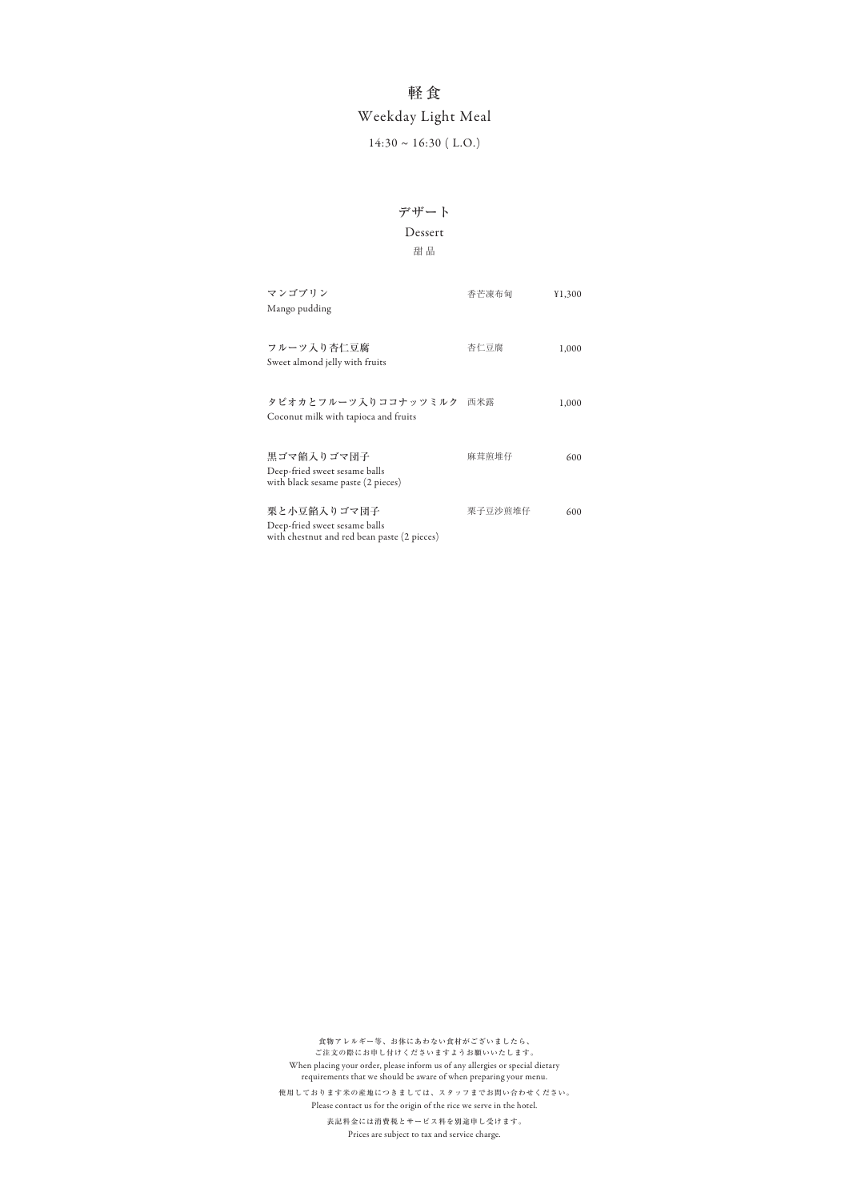# 軽食

## Weekday Light Meal

14:30 ~ 16:30 ( L.O.)

### デザート

### Dessert

甜品

| | | |
|---|---|---|
| マンゴプリン<br>Mango pudding | 香芒凍布甸 | ¥1,300 |
| フルーツ入り杏仁豆腐<br>Sweet almond jelly with fruits | 杏仁豆腐 | 1,000 |
| タピオカとフルーツ入りココナッツミルク<br>Coconut milk with tapioca and fruits | 西米露 | 1,000 |
| 黒ゴマ餡入りゴマ団子<br>Deep-fried sweet sesame balls with black sesame paste (2 pieces) | 麻茸煎堆仔 | 600 |
| 栗と小豆餡入りゴマ団子<br>Deep-fried sweet sesame balls with chestnut and red bean paste (2 pieces) | 栗子豆沙煎堆仔 | 600 |

食物アレルギー等、お体にあわない食材がございましたら、
ご注文の際にお申し付けくださいますようお願いいたします。
When placing your order, please inform us of any allergies or special dietary requirements that we should be aware of when preparing your menu.

使用しております米の産地につきましては、スタッフまでお問い合わせください。
Please contact us for the origin of the rice we serve in the hotel.

表記料金には消費税とサービス料を別途申し受けます。
Prices are subject to tax and service charge.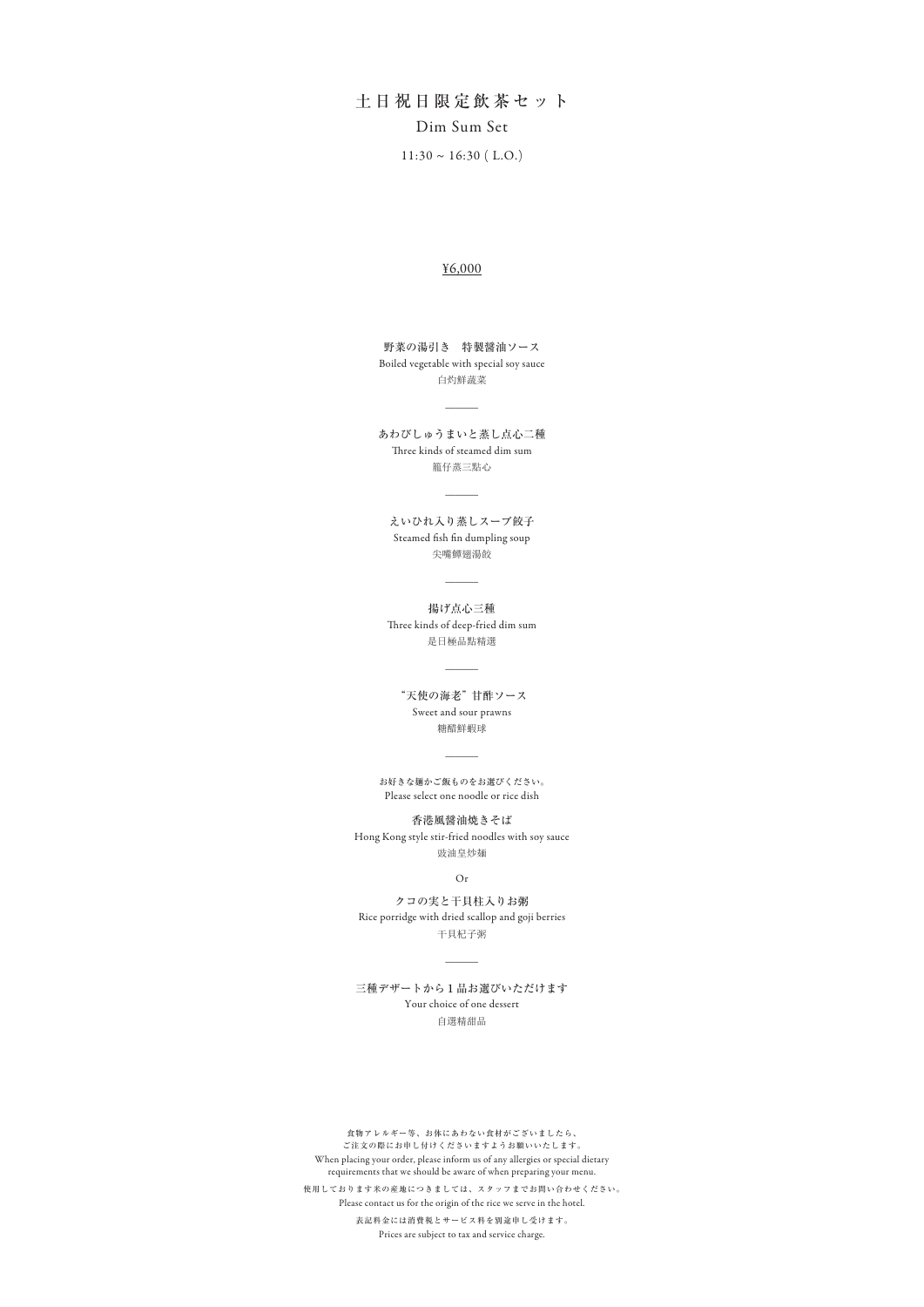# 土日祝日限定飲茶セット

## Dim Sum Set

11:30 ~ 16:30 ( L.O.)

¥6,000

野菜の湯引き　特製醤油ソース
Boiled vegetable with special soy sauce
白灼鮮蔬菜

———

あわびしゅうまいと蒸し点心二種
Three kinds of steamed dim sum
籠仔蒸三點心

———

えいひれ入り蒸しスープ餃子
Steamed fish fin dumpling soup
尖嘴鱏翅湯餃

———

揚げ点心三種
Three kinds of deep-fried dim sum
是日極品點精選

———

"天使の海老" 甘酢ソース
Sweet and sour prawns
糖醋鮮蝦球

———

お好きな麺かご飯ものをお選びください。
Please select one noodle or rice dish

香港風醤油焼きそば
Hong Kong style stir-fried noodles with soy sauce
豉油皇炒麺

Or

クコの実と干貝柱入りお粥
Rice porridge with dried scallop and goji berries
干貝杞子粥

———

三種デザートから 1 品お選びいただけます
Your choice of one dessert
自選精甜品

食物アレルギー等、お体にあわない食材がございましたら、
ご注文の際にお申し付けくださいますようお願いいたします。
When placing your order, please inform us of any allergies or special dietary requirements that we should be aware of when preparing your menu.

使用しております米の産地につきましては、スタッフまでお問い合わせください。
Please contact us for the origin of the rice we serve in the hotel.

表記料金には消費税とサービス料を別途申し受けます。
Prices are subject to tax and service charge.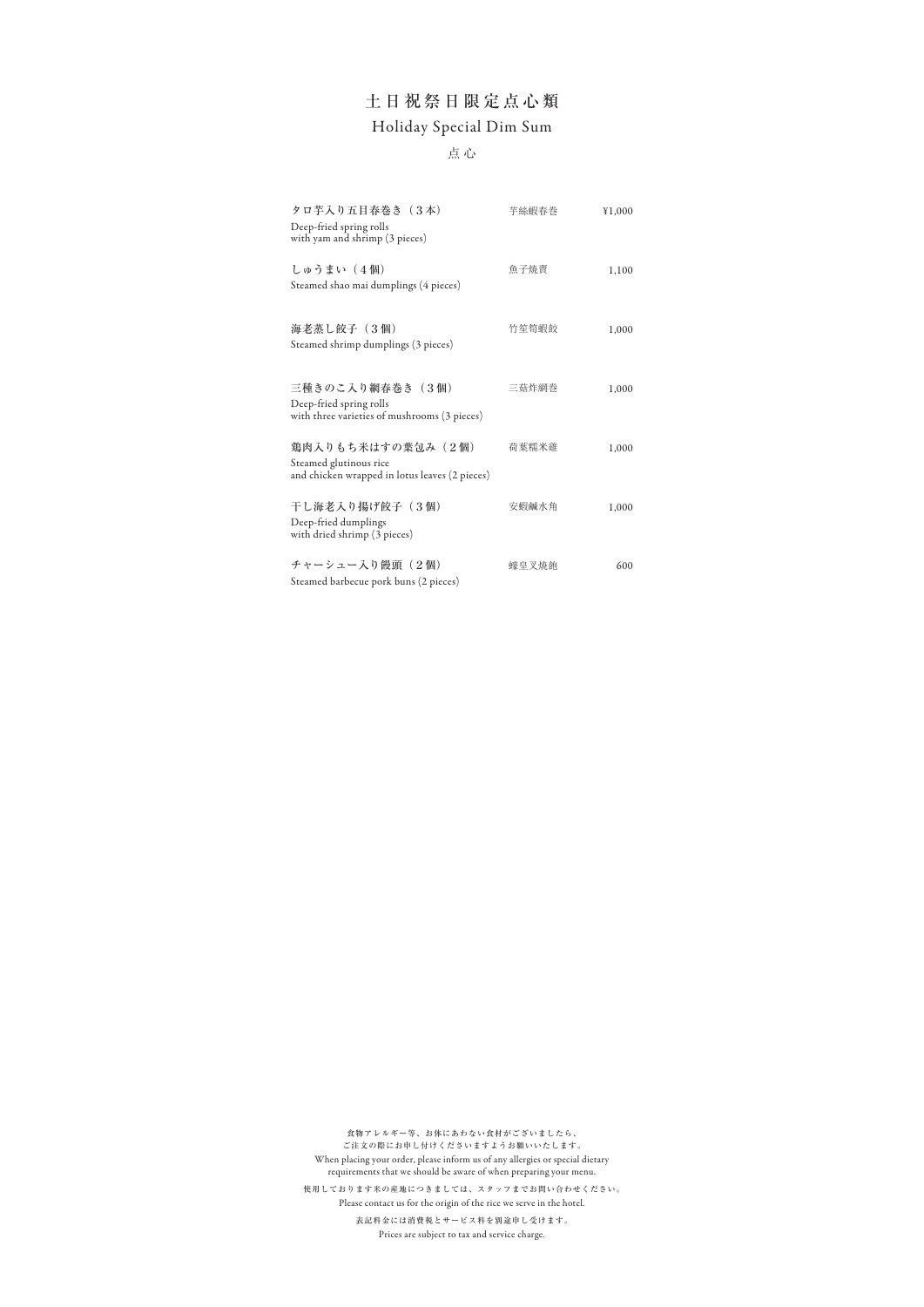# 土日祝祭日限定点心類

## Holiday Special Dim Sum

### 点心

| | | |
|---|---|---|
| タロ芋入り五目春巻き（３本）<br>Deep-fried spring rolls<br>with yam and shrimp (3 pieces) | 芋絲蝦春巻 | ¥1,000 |
| しゅうまい（４個）<br>Steamed shao mai dumplings (4 pieces) | 魚子焼賣 | 1,100 |
| 海老蒸し餃子（３個）<br>Steamed shrimp dumplings (3 pieces) | 竹笙筍蝦餃 | 1,000 |
| 三種きのこ入り網春巻き（３個）<br>Deep-fried spring rolls<br>with three varieties of mushrooms (3 pieces) | 三菇炸網巻 | 1,000 |
| 鶏肉入りもち米はすの葉包み（２個）<br>Steamed glutinous rice<br>and chicken wrapped in lotus leaves (2 pieces) | 荷葉糯米雞 | 1,000 |
| 干し海老入り揚げ餃子（３個）<br>Deep-fried dumplings<br>with dried shrimp (3 pieces) | 安蝦鹹水角 | 1,000 |
| チャーシュー入り饅頭（２個）<br>Steamed barbecue pork buns (2 pieces) | 蠔皇叉焼飽 | 600 |

食物アレルギー等、お体にあわない食材がございましたら、
ご注文の際にお申し付けくださいますようお願いいたします。

When placing your order, please inform us of any allergies or special dietary requirements that we should be aware of when preparing your menu.

使用しております米の産地につきましては、スタッフまでお問い合わせください。

Please contact us for the origin of the rice we serve in the hotel.

表記料金には消費税とサービス料を別途申し受けます。

Prices are subject to tax and service charge.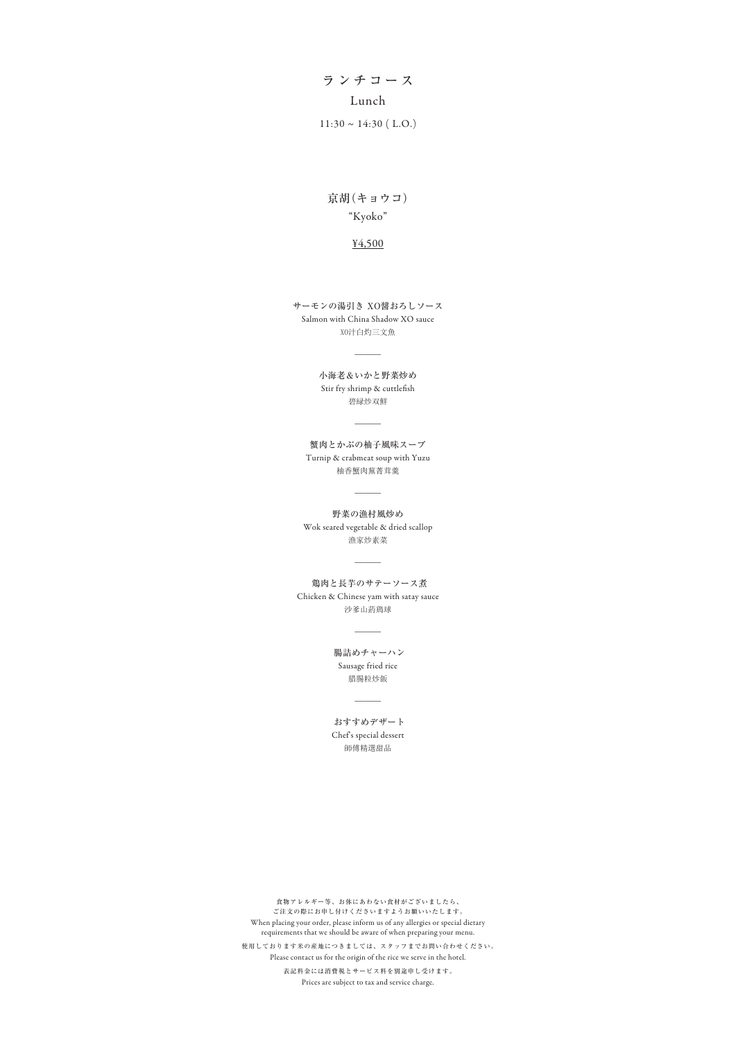# ランチコース

Lunch

11:30 ~ 14:30 ( L.O.)

## 京胡(キョウコ)

"Kyoko"

¥4,500

**サーモンの湯引き XO醤おろしソース**
Salmon with China Shadow XO sauce
XO汁白灼三文魚

———

**小海老&いかと野菜炒め**
Stir fry shrimp & cuttlefish
碧緑炒双鮮

———

**蟹肉とかぶの柚子風味スープ**
Turnip & crabmeat soup with Yuzu
柚香蟹肉蕪菁茸羹

———

**野菜の漁村風炒め**
Wok seared vegetable & dried scallop
漁家炒素菜

———

**鶏肉と長芋のサテーソース煮**
Chicken & Chinese yam with satay sauce
沙爹山葯鶏球

———

**腸詰めチャーハン**
Sausage fried rice
腊腸粒炒飯

———

**おすすめデザート**
Chef's special dessert
師傅精選甜品

食物アレルギー等、お体にあわない食材がございましたら、
ご注文の際にお申し付けくださいますようお願いいたします。
When placing your order, please inform us of any allergies or special dietary requirements that we should be aware of when preparing your menu.

使用しております米の産地につきましては、スタッフまでお問い合わせください。
Please contact us for the origin of the rice we serve in the hotel.

表記料金には消費税とサービス料を別途申し受けます。
Prices are subject to tax and service charge.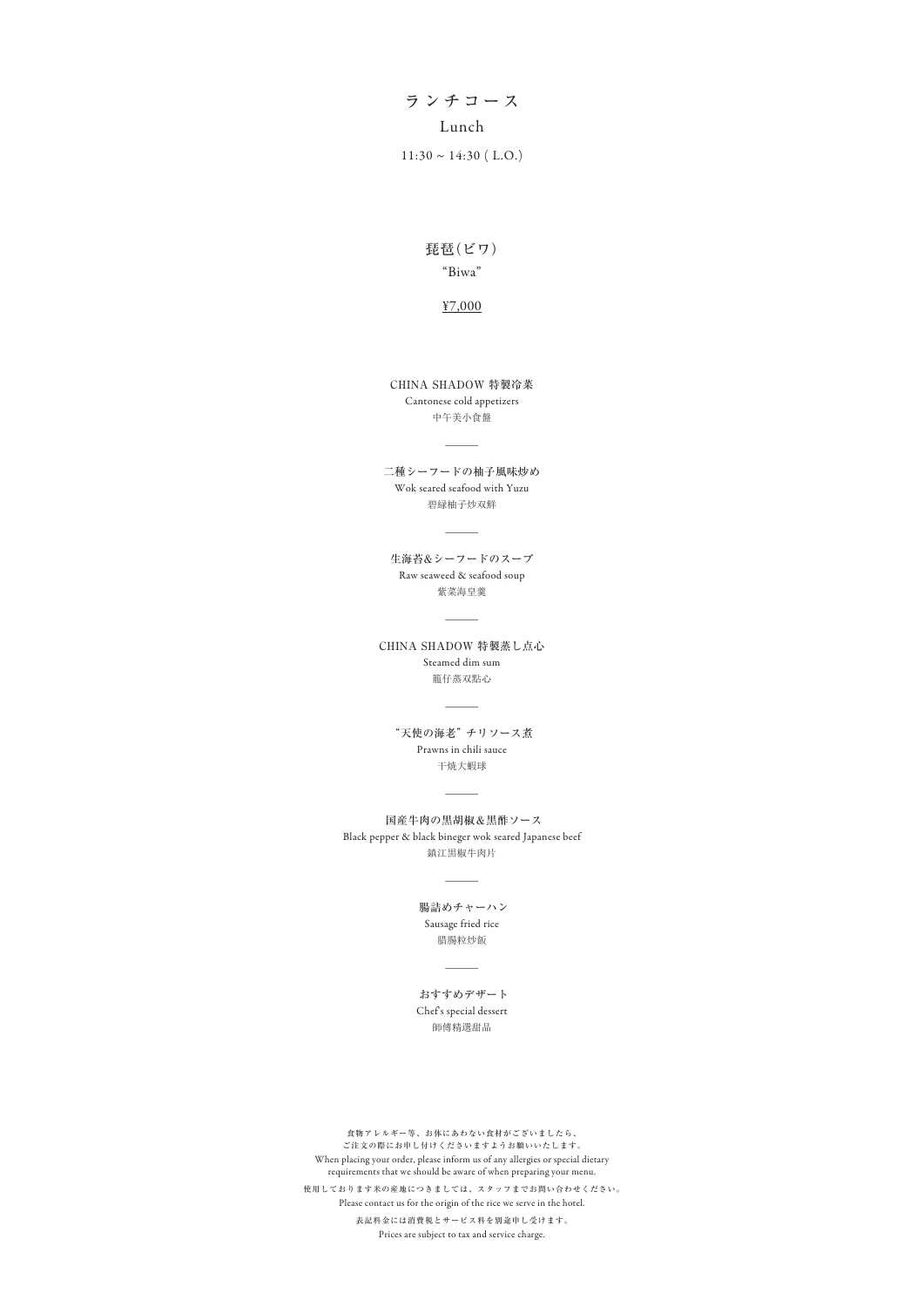# ランチコース

Lunch

11:30 ~ 14:30 ( L.O.)

## 琵琶(ビワ)

“Biwa”

¥7,000

CHINA SHADOW 特製冷菜
Cantonese cold appetizers
中午美小食盤

———

二種シーフードの柚子風味炒め
Wok seared seafood with Yuzu
碧緑柚子炒双鮮

———

生海苔&シーフードのスープ
Raw seaweed & seafood soup
紫菜海皇羹

———

CHINA SHADOW 特製蒸し点心
Steamed dim sum
籠仔蒸双點心

———

“天使の海老”チリソース煮
Prawns in chili sauce
干焼大蝦球

———

国産牛肉の黒胡椒&黒酢ソース
Black pepper & black bineger wok seared Japanese beef
鎮江黒椒牛肉片

———

腸詰めチャーハン
Sausage fried rice
臘腸粒炒飯

———

おすすめデザート
Chef's special dessert
師傅精選甜品

食物アレルギー等、お体にあわない食材がございましたら、
ご注文の際にお申し付けくださいますようお願いいたします。
When placing your order, please inform us of any allergies or special dietary requirements that we should be aware of when preparing your menu.

使用しております米の産地につきましては、スタッフまでお問い合わせください。
Please contact us for the origin of the rice we serve in the hotel.

表記料金には消費税とサービス料を別途申し受けます。
Prices are subject to tax and service charge.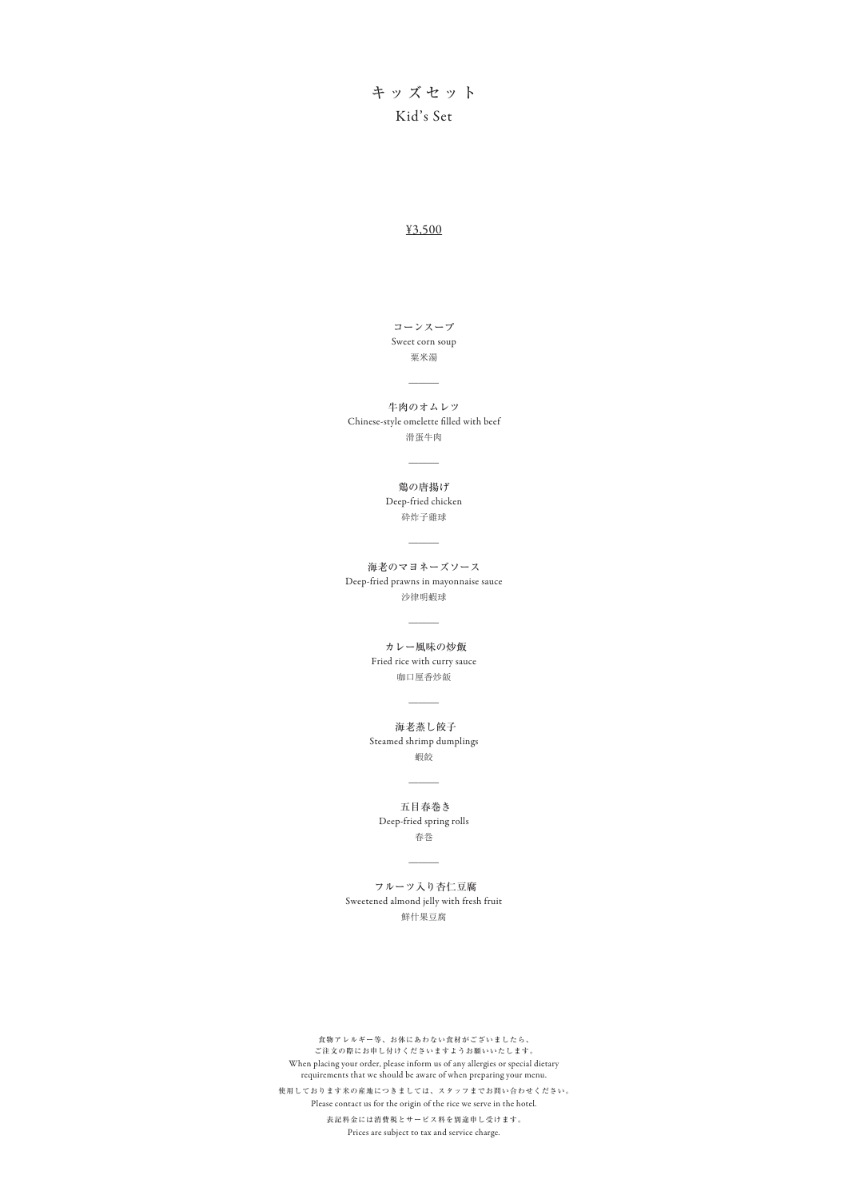# キッズセット
## Kid's Set

¥3,500

**コーンスープ**
Sweet corn soup
粟米湯

---

**牛肉のオムレツ**
Chinese-style omelette filled with beef
滑蛋牛肉

---

**鶏の唐揚げ**
Deep-fried chicken
碎炸子雞球

---

**海老のマヨネーズソース**
Deep-fried prawns in mayonnaise sauce
沙律明蝦球

---

**カレー風味の炒飯**
Fried rice with curry sauce
咖口厘香炒飯

---

**海老蒸し餃子**
Steamed shrimp dumplings
蝦餃

---

**五目春巻き**
Deep-fried spring rolls
春巻

---

**フルーツ入り杏仁豆腐**
Sweetened almond jelly with fresh fruit
鮮什果豆腐

食物アレルギー等、お体にあわない食材がございましたら、
ご注文の際にお申し付けくださいますようお願いいたします。
When placing your order, please inform us of any allergies or special dietary requirements that we should be aware of when preparing your menu.

使用しております米の産地につきましては、スタッフまでお問い合わせください。
Please contact us for the origin of the rice we serve in the hotel.

表記料金には消費税とサービス料を別途申し受けます。
Prices are subject to tax and service charge.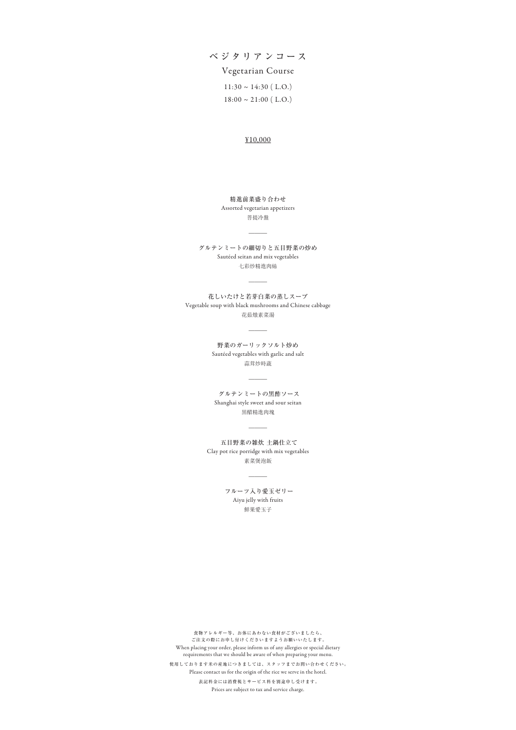# ベジタリアンコース

## Vegetarian Course

11:30 ~ 14:30 ( L.O.)
18:00 ~ 21:00 ( L.O.)

¥10,000

**精進前菜盛り合わせ**
Assorted vegetarian appetizers
菩提冷盤

---

**グルテンミートの細切りと五目野菜の炒め**
Sautéed seitan and mix vegetables
七彩炒精進肉絲

---

**花しいたけと若芽白菜の蒸しスープ**
Vegetable soup with black mushrooms and Chinese cabbage
花茹燉素菜湯

---

**野菜のガーリックソルト炒め**
Sautéed vegetables with garlic and salt
蒜茸炒時蔬

---

**グルテンミートの黒酢ソース**
Shanghai style sweet and sour seitan
黒醋精進肉塊

---

**五目野菜の雑炊 土鍋仕立て**
Clay pot rice porridge with mix vegetables
素菜煲泡飯

---

**フルーツ入り愛玉ゼリー**
Aiyu jelly with fruits
鮮果愛玉子

食物アレルギー等、お体にあわない食材がございましたら、
ご注文の際にお申し付けくださいますようお願いいたします。
When placing your order, please inform us of any allergies or special dietary requirements that we should be aware of when preparing your menu.

使用しております米の産地につきましては、スタッフまでお問い合わせください。
Please contact us for the origin of the rice we serve in the hotel.

表記料金には消費税とサービス料を別途申し受けます。
Prices are subject to tax and service charge.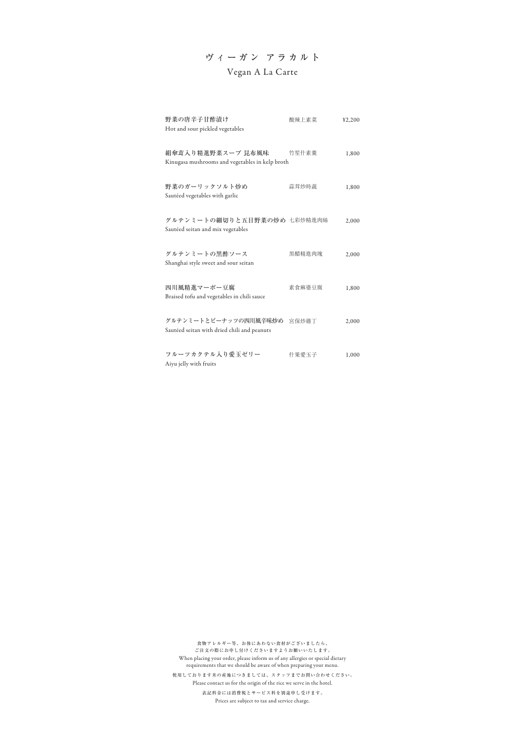# ヴィーガン アラカルト

## Vegan A La Carte

| | | |
|---|---|---|
| 野菜の唐辛子甘酢漬け<br>Hot and sour pickled vegetables | 酸辣上素菜 | ¥2,200 |
| 絹傘茸入り精進野菜スープ 昆布風味<br>Kinugasa mushrooms and vegetables in kelp broth | 竹笙什素羹 | 1,800 |
| 野菜のガーリックソルト炒め<br>Sautéed vegetables with garlic | 蒜茸炒時蔬 | 1,800 |
| グルテンミートの細切りと五目野菜の炒め<br>Sautéed seitan and mix vegetables | 七彩炒精進肉絲 | 2,000 |
| グルテンミートの黒酢ソース<br>Shanghai style sweet and sour seitan | 黒醋精進肉塊 | 2,000 |
| 四川風精進マーボー豆腐<br>Braised tofu and vegetables in chili sauce | 素食麻婆豆腐 | 1,800 |
| グルテンミートとピーナッツの四川風辛味炒め<br>Sautéed seitan with dried chili and peanuts | 宮保炒雞丁 | 2,000 |
| フルーツカクテル入り愛玉ゼリー<br>Aiyu jelly with fruits | 什果愛玉子 | 1,000 |

食物アレルギー等、お体にあわない食材がございましたら、
ご注文の際にお申し付けくださいますようお願いいたします。
When placing your order, please inform us of any allergies or special dietary requirements that we should be aware of when preparing your menu.

使用しております米の産地につきましては、スタッフまでお問い合わせください。
Please contact us for the origin of the rice we serve in the hotel.

表記料金には消費税とサービス料を別途申し受けます。
Prices are subject to tax and service charge.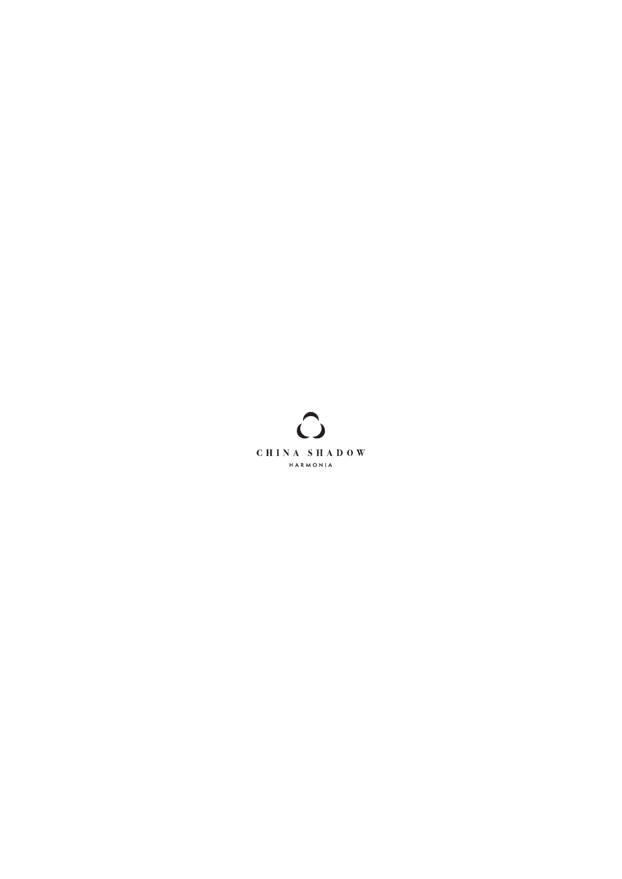CHINA SHADOW

HARMONIA